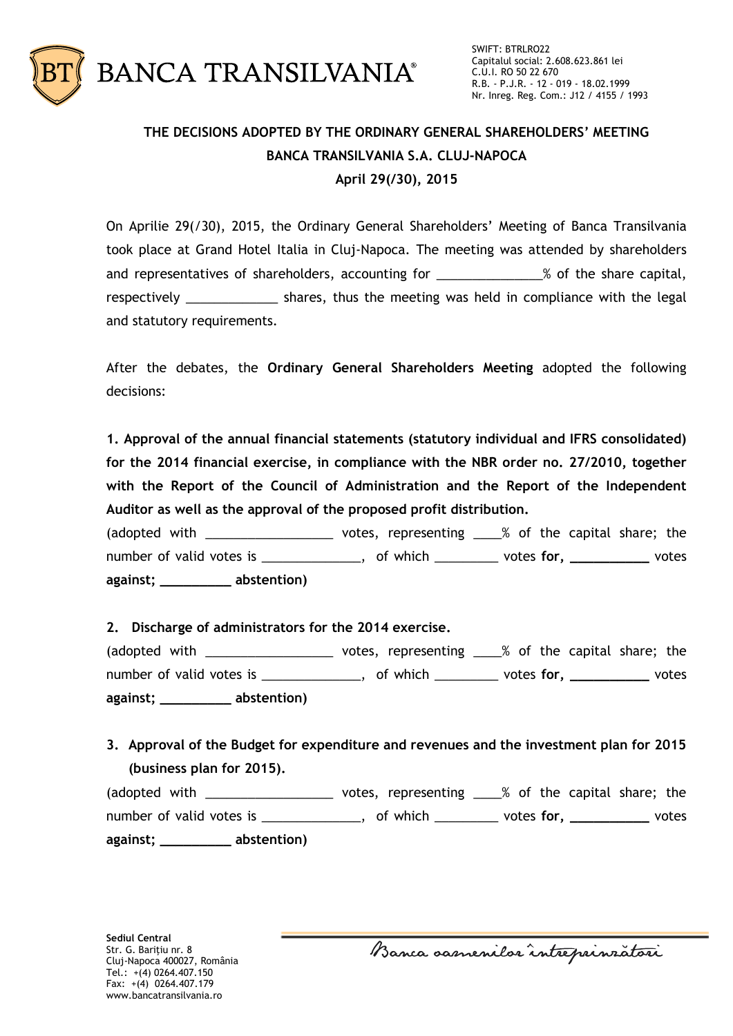SWIFT: BTRLRO22
Capitalul social: 2.608.623.861 lei
C.U.I. RO 50 22 670
R.B. - P.J.R. - 12 - 019 - 18.02.1999
Nr. Inreg. Reg. Com.: J12 / 4155 / 1993

# THE DECISIONS ADOPTED BY THE ORDINARY GENERAL SHAREHOLDERS' MEETING BANCA TRANSILVANIA S.A. CLUJ-NAPOCA

## April 29(/30), 2015

On Aprilie 29(/30), 2015, the Ordinary General Shareholders' Meeting of Banca Transilvania took place at Grand Hotel Italia in Cluj-Napoca. The meeting was attended by shareholders and representatives of shareholders, accounting for ______________% of the share capital, respectively _____________ shares, thus the meeting was held in compliance with the legal and statutory requirements.

After the debates, the **Ordinary General Shareholders Meeting** adopted the following decisions:

**1. Approval of the annual financial statements (statutory individual and IFRS consolidated) for the 2014 financial exercise, in compliance with the NBR order no. 27/2010, together with the Report of the Council of Administration and the Report of the Independent Auditor as well as the approval of the proposed profit distribution.**

(adopted with _________________ votes, representing ____% of the capital share; the number of valid votes is ______________, of which _________ votes **for, ___________** votes **against; __________ abstention)**

**2. Discharge of administrators for the 2014 exercise.**

(adopted with _________________ votes, representing ____% of the capital share; the number of valid votes is ______________, of which _________ votes **for, ___________** votes **against; __________ abstention)**

**3. Approval of the Budget for expenditure and revenues and the investment plan for 2015 (business plan for 2015).**

(adopted with _________________ votes, representing ____% of the capital share; the number of valid votes is ______________, of which _________ votes **for, ___________** votes **against; __________ abstention)**

**Sediul Central**
Str. G. Barițiu nr. 8
Cluj-Napoca 400027, România
Tel.: +(4) 0264.407.150
Fax: +(4) 0264.407.179
www.bancatransilvania.ro

Banca oamenilor întreprinzători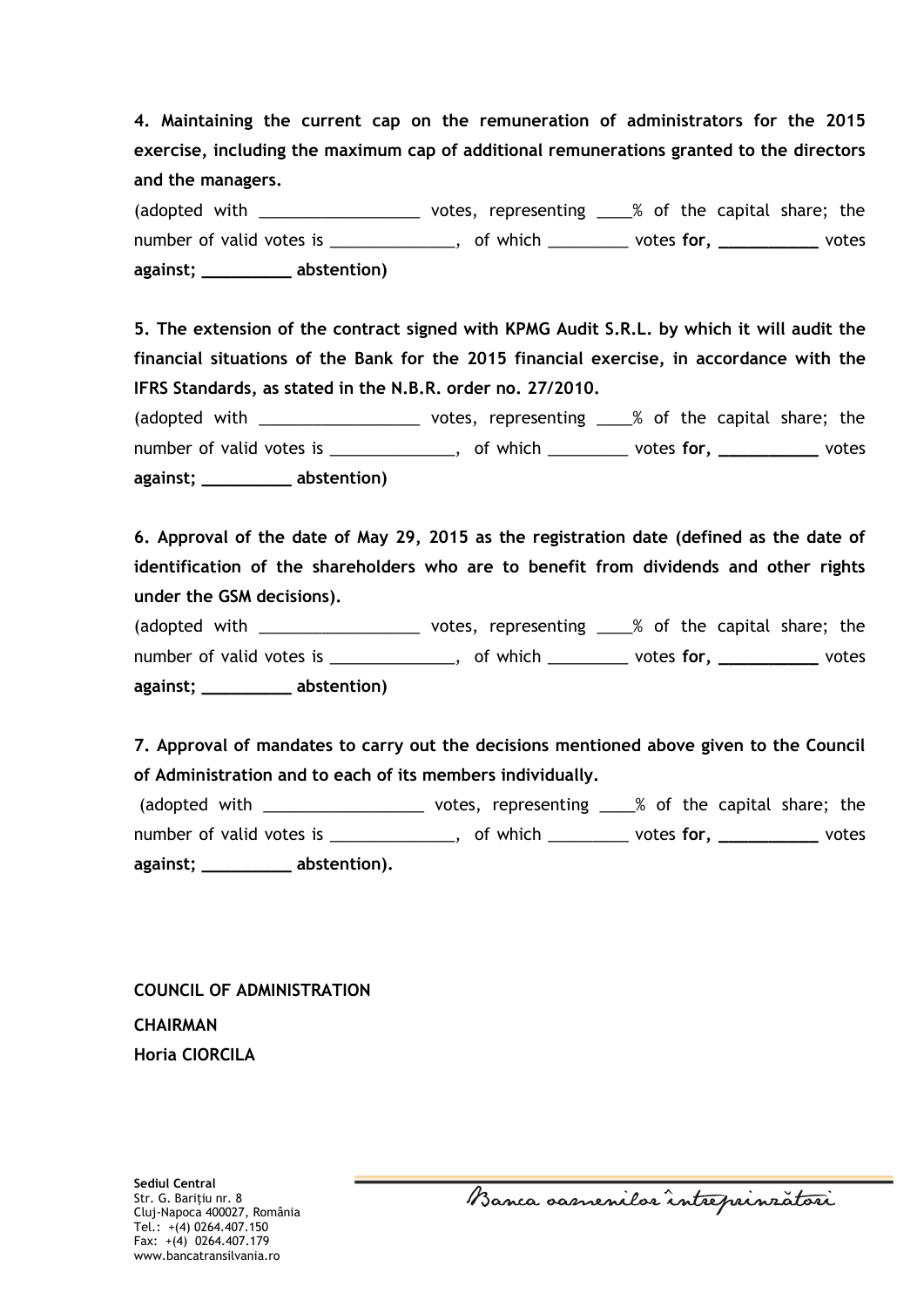**4. Maintaining the current cap on the remuneration of administrators for the 2015 exercise, including the maximum cap of additional remunerations granted to the directors and the managers.**

(adopted with __________________ votes, representing ____% of the capital share; the number of valid votes is ______________, of which _________ votes **for, ___________** votes **against; __________ abstention)**

**5. The extension of the contract signed with KPMG Audit S.R.L. by which it will audit the financial situations of the Bank for the 2015 financial exercise, in accordance with the IFRS Standards, as stated in the N.B.R. order no. 27/2010.**

(adopted with __________________ votes, representing ____% of the capital share; the number of valid votes is ______________, of which _________ votes **for, ___________** votes **against; __________ abstention)**

**6. Approval of the date of May 29, 2015 as the registration date (defined as the date of identification of the shareholders who are to benefit from dividends and other rights under the GSM decisions).**

(adopted with __________________ votes, representing ____% of the capital share; the number of valid votes is ______________, of which _________ votes **for, ___________** votes **against; __________ abstention)**

**7. Approval of mandates to carry out the decisions mentioned above given to the Council of Administration and to each of its members individually.**

(adopted with __________________ votes, representing ____% of the capital share; the number of valid votes is ______________, of which _________ votes **for, ___________** votes **against; __________ abstention).**

**COUNCIL OF ADMINISTRATION**

**CHAIRMAN**

**Horia CIORCILA**